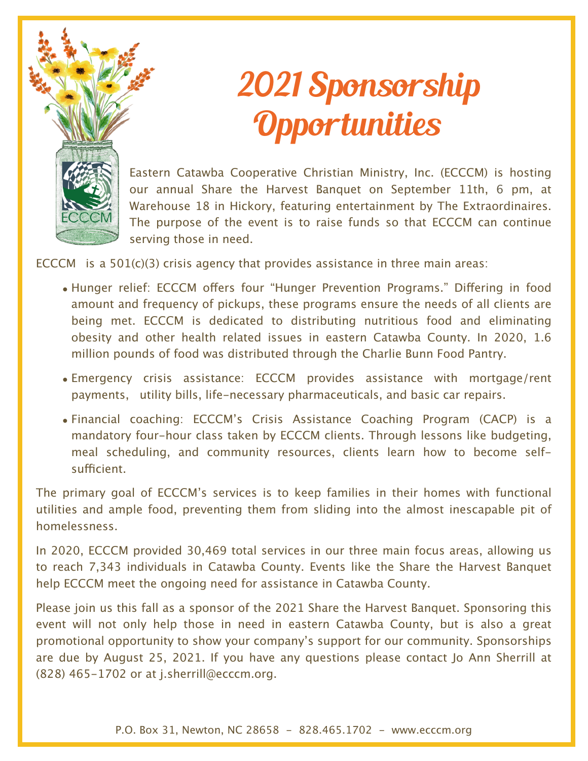# 2021 Sponsorship Opportunities

Eastern Catawba Cooperative Christian Ministry, Inc. (ECCCM) is hosting our annual Share the Harvest Banquet on September 11th, 6 pm, at Warehouse 18 in Hickory, featuring entertainment by The Extraordinaires. The purpose of the event is to raise funds so that ECCCM can continue serving those in need.

ECCCM is a 501(c)(3) crisis agency that provides assistance in three main areas:

- Hunger relief: ECCCM offers four "Hunger Prevention Programs." Differing in food amount and frequency of pickups, these programs ensure the needs of all clients are being met. ECCCM is dedicated to distributing nutritious food and eliminating obesity and other health related issues in eastern Catawba County. In 2020, 1.6 million pounds of food was distributed through the Charlie Bunn Food Pantry.
- Emergency crisis assistance: ECCCM provides assistance with mortgage/rent payments, utility bills, life-necessary pharmaceuticals, and basic car repairs.
- Financial coaching: ECCCM's Crisis Assistance Coaching Program (CACP) is a mandatory four-hour class taken by ECCCM clients. Through lessons like budgeting, meal scheduling, and community resources, clients learn how to become self-sufficient.

The primary goal of ECCCM's services is to keep families in their homes with functional utilities and ample food, preventing them from sliding into the almost inescapable pit of homelessness.

In 2020, ECCCM provided 30,469 total services in our three main focus areas, allowing us to reach 7,343 individuals in Catawba County. Events like the Share the Harvest Banquet help ECCCM meet the ongoing need for assistance in Catawba County.

Please join us this fall as a sponsor of the 2021 Share the Harvest Banquet. Sponsoring this event will not only help those in need in eastern Catawba County, but is also a great promotional opportunity to show your company's support for our community. Sponsorships are due by August 25, 2021. If you have any questions please contact Jo Ann Sherrill at (828) 465-1702 or at j.sherrill@ecccm.org.

P.O. Box 31, Newton, NC 28658 - 828.465.1702 - www.ecccm.org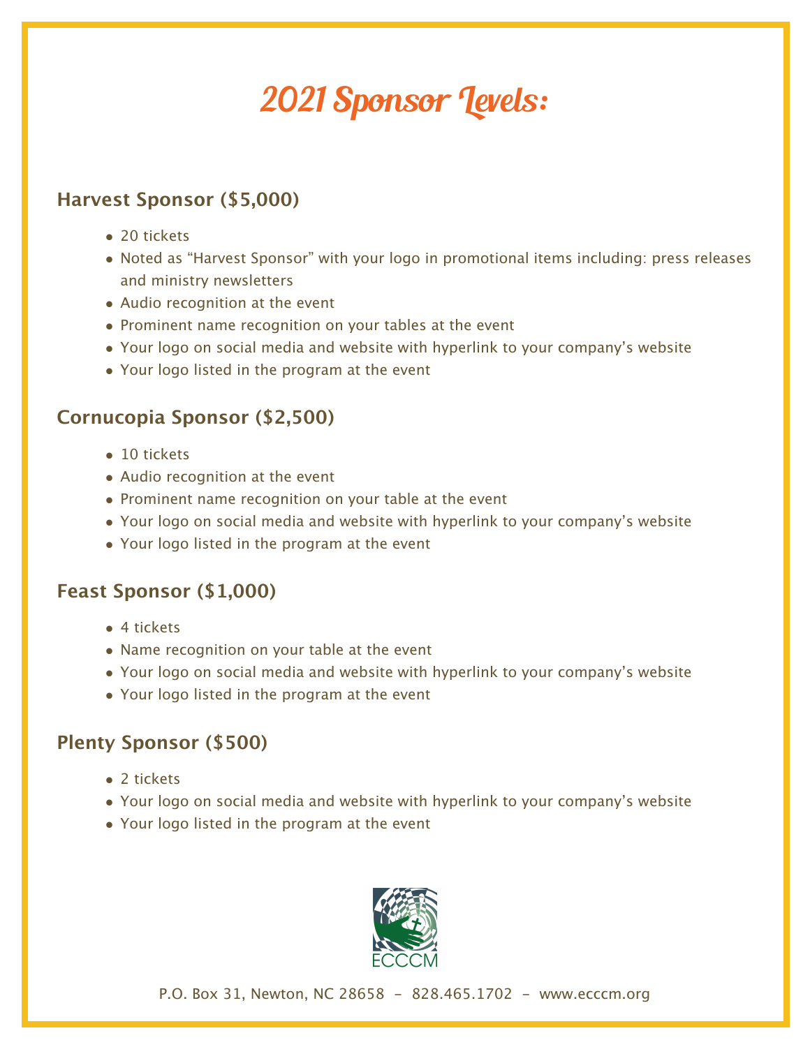# 2021 Sponsor Levels:

## Harvest Sponsor ($5,000)

- 20 tickets
- Noted as "Harvest Sponsor" with your logo in promotional items including: press releases and ministry newsletters
- Audio recognition at the event
- Prominent name recognition on your tables at the event
- Your logo on social media and website with hyperlink to your company's website
- Your logo listed in the program at the event

## Cornucopia Sponsor ($2,500)

- 10 tickets
- Audio recognition at the event
- Prominent name recognition on your table at the event
- Your logo on social media and website with hyperlink to your company's website
- Your logo listed in the program at the event

## Feast Sponsor ($1,000)

- 4 tickets
- Name recognition on your table at the event
- Your logo on social media and website with hyperlink to your company's website
- Your logo listed in the program at the event

## Plenty Sponsor ($500)

- 2 tickets
- Your logo on social media and website with hyperlink to your company's website
- Your logo listed in the program at the event

ECCCM

P.O. Box 31, Newton, NC 28658 – 828.465.1702 – www.ecccm.org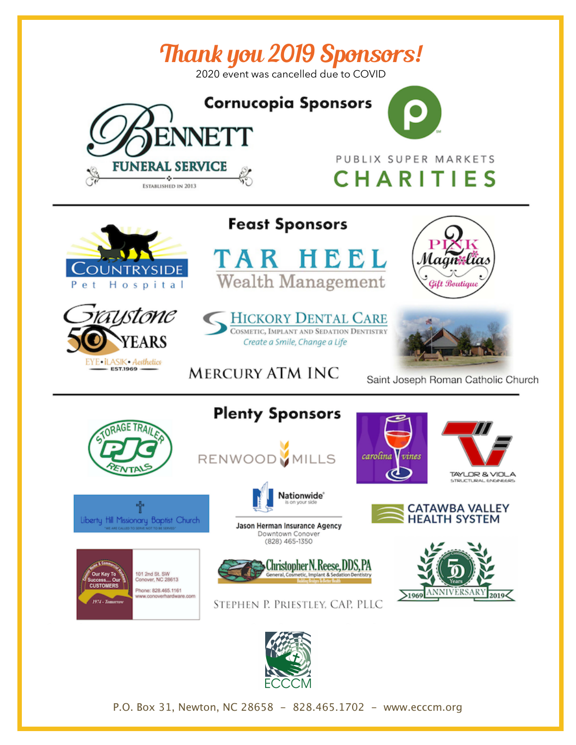# Thank you 2019 Sponsors!

2020 event was cancelled due to COVID

## Cornucopia Sponsors

Bennett Funeral Service — Established in 2013

Publix Super Markets Charities

## Feast Sponsors

Countryside Pet Hospital

Tar Heel Wealth Management

2 Pink Magnolias Gift Boutique

Graystone 50 Years — Eye • iLASIK • Aesthetics — EST.1969

Hickory Dental Care — Cosmetic, Implant and Sedation Dentistry — Create a Smile, Change a Life

Mercury ATM Inc

Saint Joseph Roman Catholic Church

## Plenty Sponsors

PJC Storage Trailer Rentals

Renwood Mills

Carolina Vines

Taylor & Viola Structural Engineers

Liberty Hill Missionary Baptist Church — "We are called to serve not to be served"

Nationwide is on your side — Jason Herman Insurance Agency — Downtown Conover — (828) 465-1350

Catawba Valley Health System

Our Key To Success.... Our Customers — 1974 - Tomorrow — 101 2nd St. SW, Conover, NC 28613 — Phone: 828.465.1161 — www.conoverhardware.com

Christopher N. Reese, DDS, PA — General, Cosmetic, Implant & Sedation Dentistry

50 Years Anniversary 1969 2019

Stephen P. Priestley, CAP, PLLC

ECCCM

P.O. Box 31, Newton, NC 28658 – 828.465.1702 – www.ecccm.org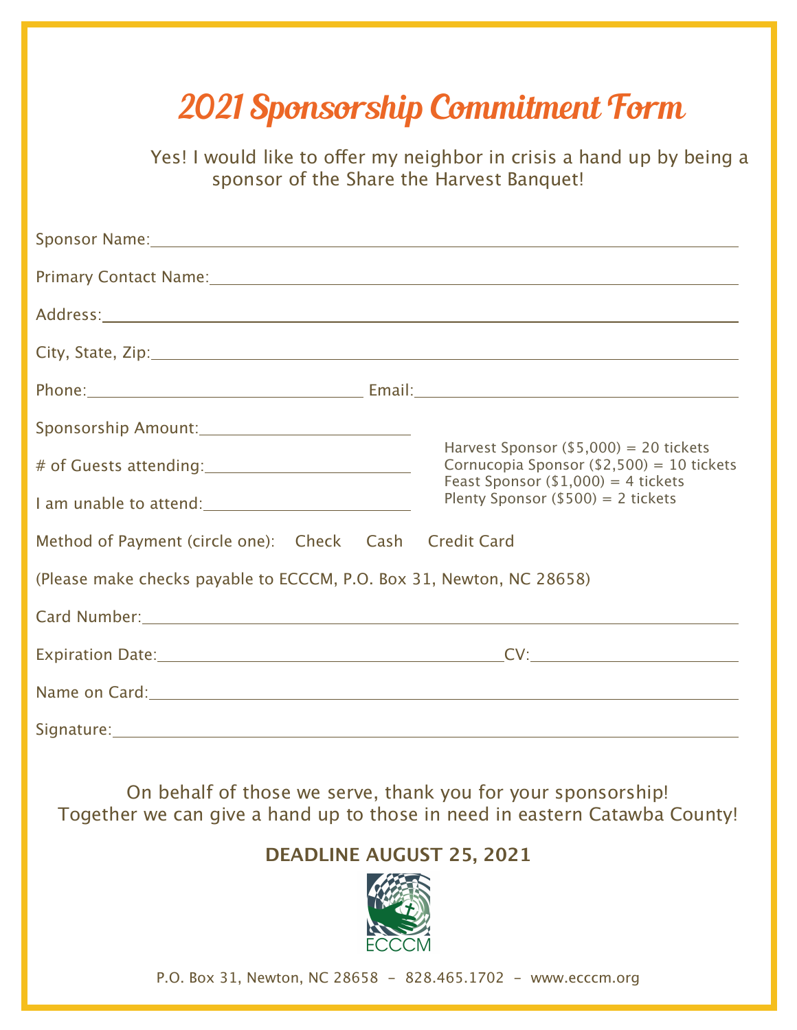# 2021 Sponsorship Commitment Form

Yes! I would like to offer my neighbor in crisis a hand up by being a sponsor of the Share the Harvest Banquet!

Sponsor Name:\_\_\_\_\_\_\_\_\_\_\_\_\_\_\_\_\_\_\_\_\_\_\_\_\_\_\_\_\_\_\_\_\_\_\_\_\_\_\_\_

Primary Contact Name:\_\_\_\_\_\_\_\_\_\_\_\_\_\_\_\_\_\_\_\_\_\_\_\_\_\_\_\_\_\_\_\_\_\_\_\_

Address:\_\_\_\_\_\_\_\_\_\_\_\_\_\_\_\_\_\_\_\_\_\_\_\_\_\_\_\_\_\_\_\_\_\_\_\_\_\_\_\_\_\_\_\_\_\_

City, State, Zip:\_\_\_\_\_\_\_\_\_\_\_\_\_\_\_\_\_\_\_\_\_\_\_\_\_\_\_\_\_\_\_\_\_\_\_\_\_\_\_\_

Phone:\_\_\_\_\_\_\_\_\_\_\_\_\_\_\_\_\_\_\_\_ Email:\_\_\_\_\_\_\_\_\_\_\_\_\_\_\_\_\_\_\_\_

Sponsorship Amount:\_\_\_\_\_\_\_\_\_\_\_\_\_\_\_\_

# of Guests attending:\_\_\_\_\_\_\_\_\_\_\_\_\_\_\_\_

I am unable to attend:\_\_\_\_\_\_\_\_\_\_\_\_\_\_\_\_

Harvest Sponsor ($5,000) = 20 tickets
Cornucopia Sponsor ($2,500) = 10 tickets
Feast Sponsor ($1,000) = 4 tickets
Plenty Sponsor ($500) = 2 tickets

Method of Payment (circle one): Check Cash Credit Card

(Please make checks payable to ECCCM, P.O. Box 31, Newton, NC 28658)

Card Number:\_\_\_\_\_\_\_\_\_\_\_\_\_\_\_\_\_\_\_\_\_\_\_\_\_\_\_\_\_\_\_\_\_\_\_\_\_\_\_\_

Expiration Date:\_\_\_\_\_\_\_\_\_\_\_\_\_\_\_\_\_\_\_\_CV:\_\_\_\_\_\_\_\_\_\_\_\_

Name on Card:\_\_\_\_\_\_\_\_\_\_\_\_\_\_\_\_\_\_\_\_\_\_\_\_\_\_\_\_\_\_\_\_\_\_\_\_\_\_\_\_

Signature:\_\_\_\_\_\_\_\_\_\_\_\_\_\_\_\_\_\_\_\_\_\_\_\_\_\_\_\_\_\_\_\_\_\_\_\_\_\_\_\_\_\_\_\_

On behalf of those we serve, thank you for your sponsorship!
Together we can give a hand up to those in need in eastern Catawba County!

**DEADLINE AUGUST 25, 2021**

ECCCM

P.O. Box 31, Newton, NC 28658 – 828.465.1702 – www.ecccm.org